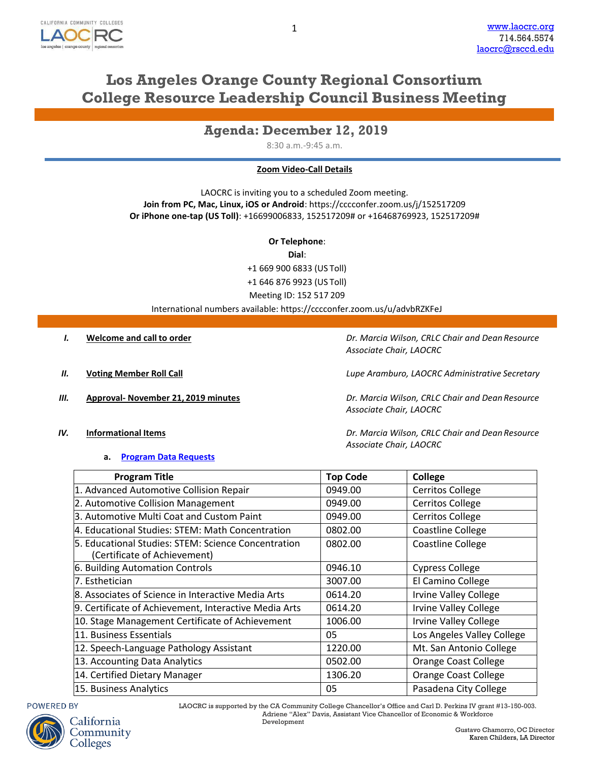www.laocrc.org
714.564.5574
laocrc@rsccd.edu

# Los Angeles Orange County Regional Consortium College Resource Leadership Council Business Meeting

## Agenda: December 12, 2019

8:30 a.m.-9:45 a.m.

**Zoom Video-Call Details**

LAOCRC is inviting you to a scheduled Zoom meeting.
**Join from PC, Mac, Linux, iOS or Android**: https://cccconfer.zoom.us/j/152517209
**Or iPhone one-tap (US Toll)**: +16699006833, 152517209# or +16468769923, 152517209#

**Or Telephone**:
**Dial**:
+1 669 900 6833 (US Toll)
+1 646 876 9923 (US Toll)
Meeting ID: 152 517 209
International numbers available: https://cccconfer.zoom.us/u/advbRZKFeJ

***I.*** **Welcome and call to order** — *Dr. Marcia Wilson, CRLC Chair and Dean Resource Associate Chair, LAOCRC*

***II.*** **Voting Member Roll Call** — *Lupe Aramburo, LAOCRC Administrative Secretary*

***III.*** **Approval- November 21, 2019 minutes** — *Dr. Marcia Wilson, CRLC Chair and Dean Resource Associate Chair, LAOCRC*

***IV.*** **Informational Items** — *Dr. Marcia Wilson, CRLC Chair and Dean Resource Associate Chair, LAOCRC*

a. **Program Data Requests**

| Program Title | Top Code | College |
|---|---|---|
| 1. Advanced Automotive Collision Repair | 0949.00 | Cerritos College |
| 2. Automotive Collision Management | 0949.00 | Cerritos College |
| 3. Automotive Multi Coat and Custom Paint | 0949.00 | Cerritos College |
| 4. Educational Studies: STEM: Math Concentration | 0802.00 | Coastline College |
| 5. Educational Studies: STEM: Science Concentration (Certificate of Achievement) | 0802.00 | Coastline College |
| 6. Building Automation Controls | 0946.10 | Cypress College |
| 7. Esthetician | 3007.00 | El Camino College |
| 8. Associates of Science in Interactive Media Arts | 0614.20 | Irvine Valley College |
| 9. Certificate of Achievement, Interactive Media Arts | 0614.20 | Irvine Valley College |
| 10. Stage Management Certificate of Achievement | 1006.00 | Irvine Valley College |
| 11. Business Essentials | 05 | Los Angeles Valley College |
| 12. Speech-Language Pathology Assistant | 1220.00 | Mt. San Antonio College |
| 13. Accounting Data Analytics | 0502.00 | Orange Coast College |
| 14. Certified Dietary Manager | 1306.20 | Orange Coast College |
| 15. Business Analytics | 05 | Pasadena City College |

LAOCRC is supported by the CA Community College Chancellor's Office and Carl D. Perkins IV grant #13-150-003. Adriene "Alex" Davis, Assistant Vice Chancellor of Economic & Workforce Development

Gustavo Chamorro, OC Director
Karen Childers, LA Director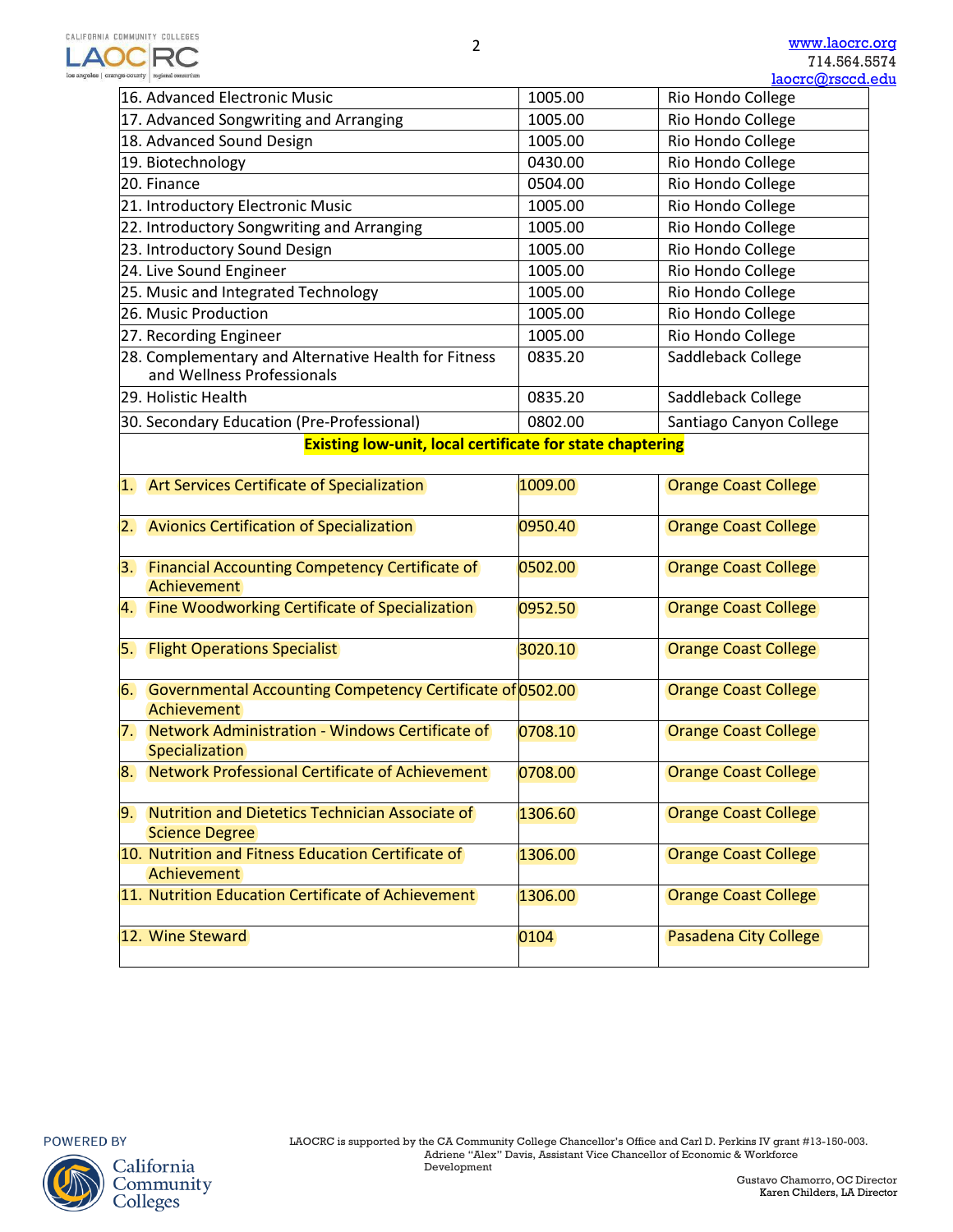| | | |
|---|---|---|
| 16. Advanced Electronic Music | 1005.00 | Rio Hondo College |
| 17. Advanced Songwriting and Arranging | 1005.00 | Rio Hondo College |
| 18. Advanced Sound Design | 1005.00 | Rio Hondo College |
| 19. Biotechnology | 0430.00 | Rio Hondo College |
| 20. Finance | 0504.00 | Rio Hondo College |
| 21. Introductory Electronic Music | 1005.00 | Rio Hondo College |
| 22. Introductory Songwriting and Arranging | 1005.00 | Rio Hondo College |
| 23. Introductory Sound Design | 1005.00 | Rio Hondo College |
| 24. Live Sound Engineer | 1005.00 | Rio Hondo College |
| 25. Music and Integrated Technology | 1005.00 | Rio Hondo College |
| 26. Music Production | 1005.00 | Rio Hondo College |
| 27. Recording Engineer | 1005.00 | Rio Hondo College |
| 28. Complementary and Alternative Health for Fitness and Wellness Professionals | 0835.20 | Saddleback College |
| 29. Holistic Health | 0835.20 | Saddleback College |
| 30. Secondary Education (Pre-Professional) | 0802.00 | Santiago Canyon College |
| **Existing low-unit, local certificate for state chaptering** | | |
| 1. Art Services Certificate of Specialization | 1009.00 | Orange Coast College |
| 2. Avionics Certification of Specialization | 0950.40 | Orange Coast College |
| 3. Financial Accounting Competency Certificate of Achievement | 0502.00 | Orange Coast College |
| 4. Fine Woodworking Certificate of Specialization | 0952.50 | Orange Coast College |
| 5. Flight Operations Specialist | 3020.10 | Orange Coast College |
| 6. Governmental Accounting Competency Certificate of Achievement | 0502.00 | Orange Coast College |
| 7. Network Administration - Windows Certificate of Specialization | 0708.10 | Orange Coast College |
| 8. Network Professional Certificate of Achievement | 0708.00 | Orange Coast College |
| 9. Nutrition and Dietetics Technician Associate of Science Degree | 1306.60 | Orange Coast College |
| 10. Nutrition and Fitness Education Certificate of Achievement | 1306.00 | Orange Coast College |
| 11. Nutrition Education Certificate of Achievement | 1306.00 | Orange Coast College |
| 12. Wine Steward | 0104 | Pasadena City College |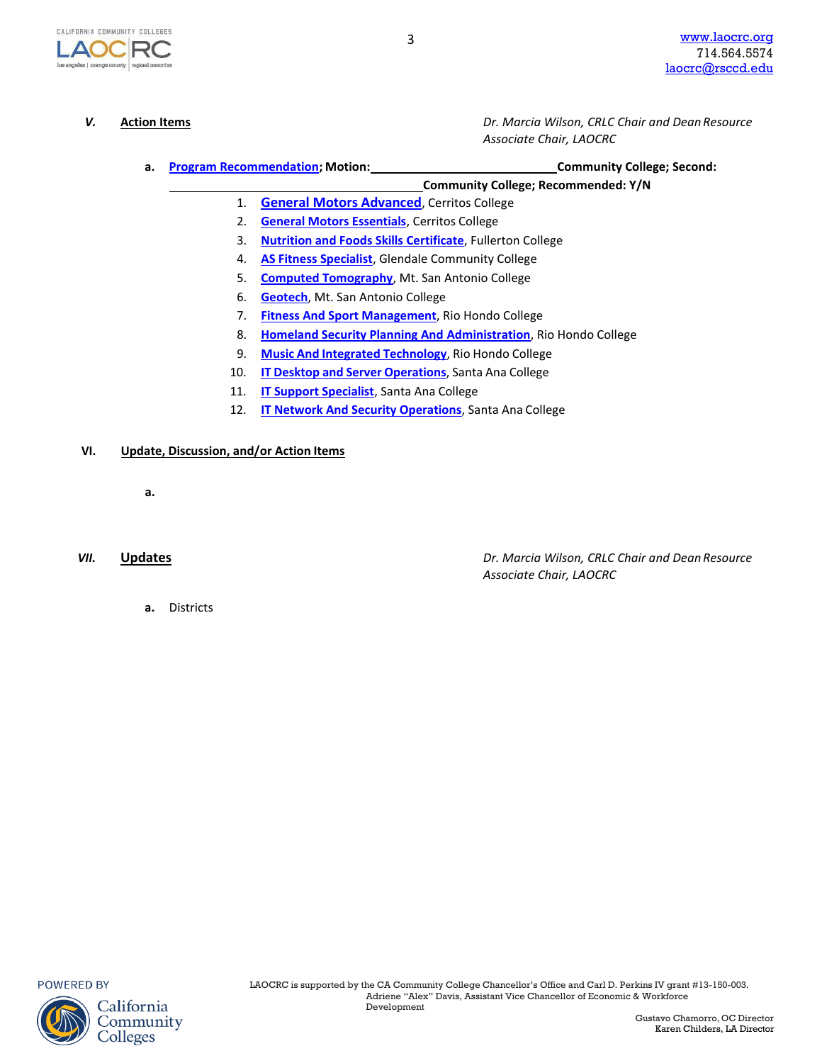**V. Action Items** *Dr. Marcia Wilson, CRLC Chair and Dean Resource Associate Chair, LAOCRC*

a. **Program Recommendation; Motion:_____________________________Community College; Second: _________________________________________Community College; Recommended: Y/N**

1. **General Motors Advanced**, Cerritos College
2. **General Motors Essentials**, Cerritos College
3. **Nutrition and Foods Skills Certificate**, Fullerton College
4. **AS Fitness Specialist**, Glendale Community College
5. **Computed Tomography**, Mt. San Antonio College
6. **Geotech**, Mt. San Antonio College
7. **Fitness And Sport Management**, Rio Hondo College
8. **Homeland Security Planning And Administration**, Rio Hondo College
9. **Music And Integrated Technology**, Rio Hondo College
10. **IT Desktop and Server Operations**, Santa Ana College
11. **IT Support Specialist**, Santa Ana College
12. **IT Network And Security Operations**, Santa Ana College

**VI. Update, Discussion, and/or Action Items**

a.

**VII. Updates** *Dr. Marcia Wilson, CRLC Chair and Dean Resource Associate Chair, LAOCRC*

a. Districts

LAOCRC is supported by the CA Community College Chancellor's Office and Carl D. Perkins IV grant #13-150-003. Adriene "Alex" Davis, Assistant Vice Chancellor of Economic & Workforce Development

Gustavo Chamorro, OC Director
Karen Childers, LA Director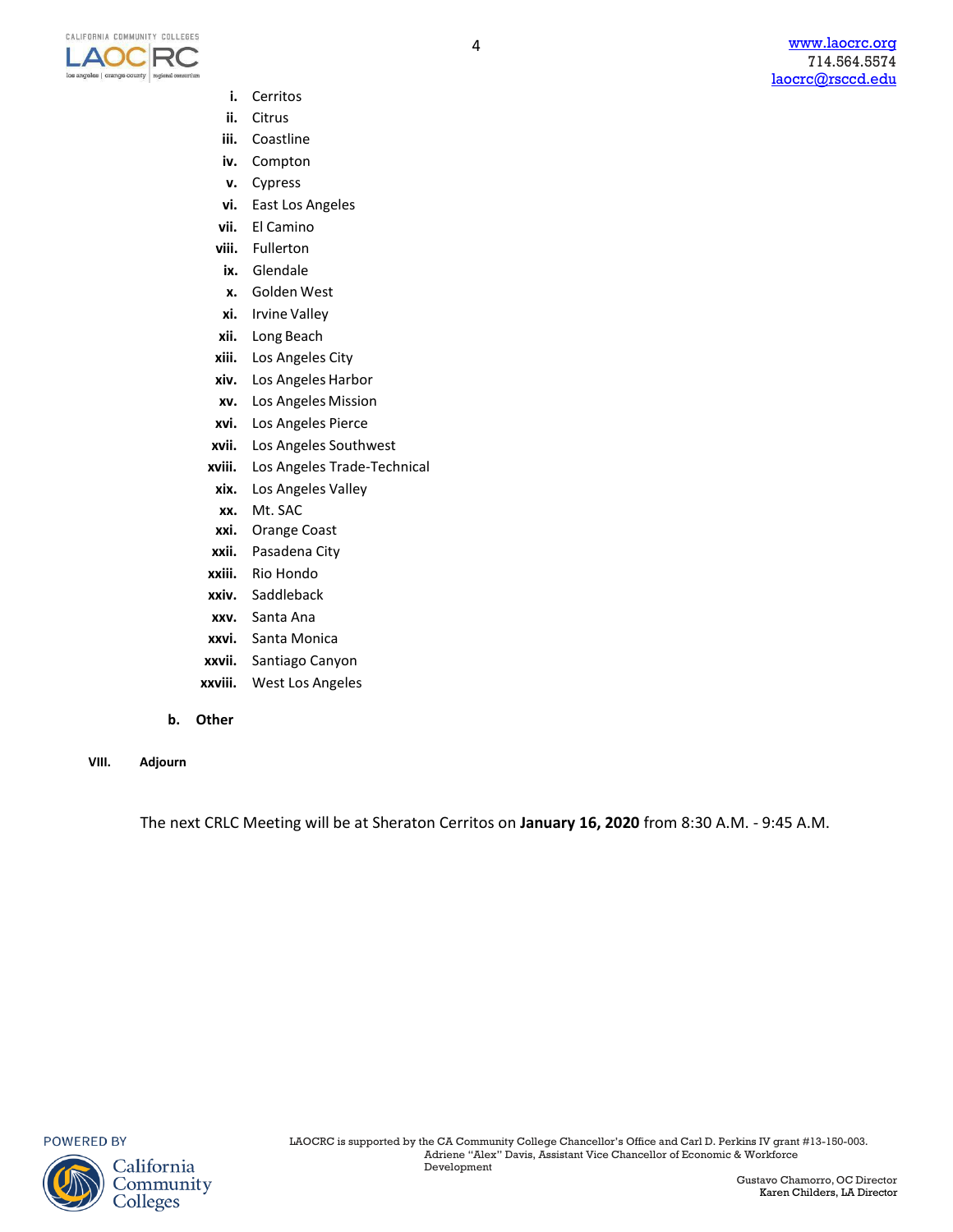i. Cerritos
ii. Citrus
iii. Coastline
iv. Compton
v. Cypress
vi. East Los Angeles
vii. El Camino
viii. Fullerton
ix. Glendale
x. Golden West
xi. Irvine Valley
xii. Long Beach
xiii. Los Angeles City
xiv. Los Angeles Harbor
xv. Los Angeles Mission
xvi. Los Angeles Pierce
xvii. Los Angeles Southwest
xviii. Los Angeles Trade-Technical
xix. Los Angeles Valley
xx. Mt. SAC
xxi. Orange Coast
xxii. Pasadena City
xxiii. Rio Hondo
xxiv. Saddleback
xxv. Santa Ana
xxvi. Santa Monica
xxvii. Santiago Canyon
xxviii. West Los Angeles

**b. Other**

**VIII. Adjourn**

The next CRLC Meeting will be at Sheraton Cerritos on **January 16, 2020** from 8:30 A.M. - 9:45 A.M.

LAOCRC is supported by the CA Community College Chancellor's Office and Carl D. Perkins IV grant #13-150-003. Adriene "Alex" Davis, Assistant Vice Chancellor of Economic & Workforce Development

Gustavo Chamorro, OC Director
Karen Childers, LA Director